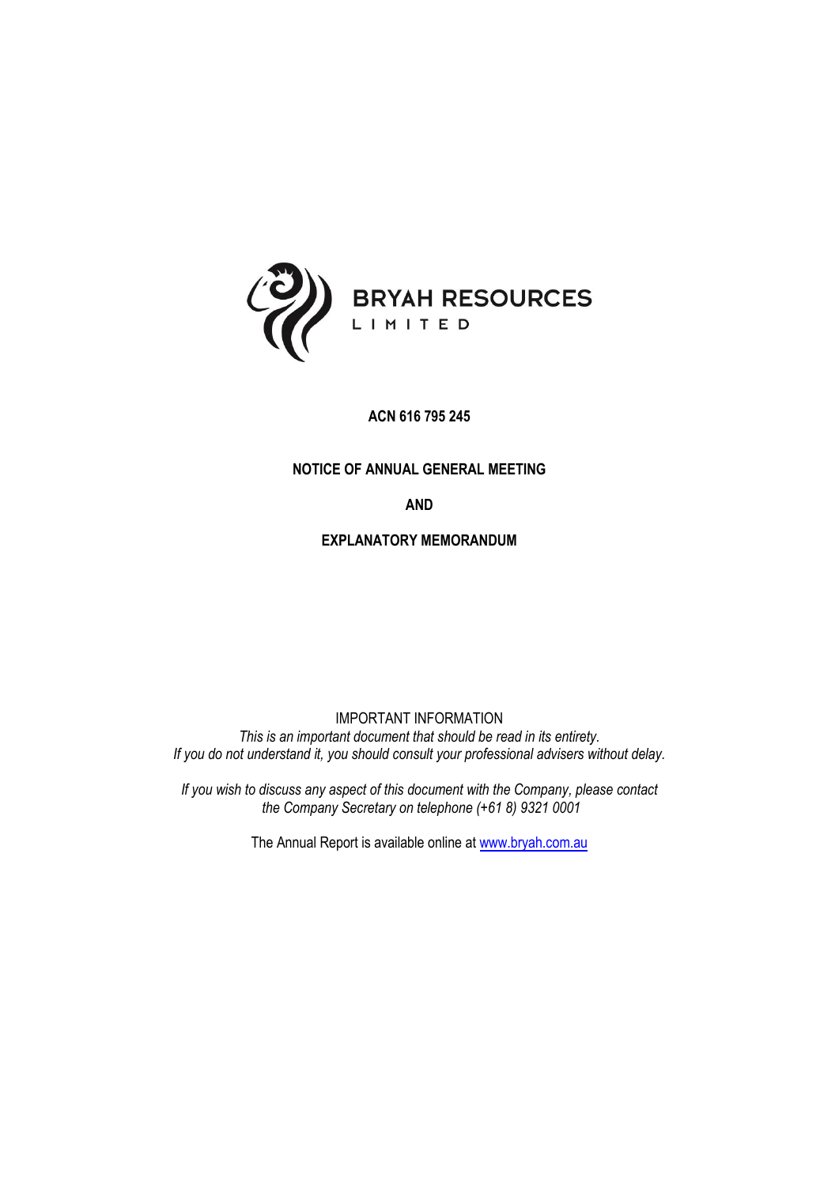**BRYAH RESOURCES**
**LIMITED**

**ACN 616 795 245**

**NOTICE OF ANNUAL GENERAL MEETING**

**AND**

**EXPLANATORY MEMORANDUM**

IMPORTANT INFORMATION

*This is an important document that should be read in its entirety.*
*If you do not understand it, you should consult your professional advisers without delay.*

*If you wish to discuss any aspect of this document with the Company, please contact the Company Secretary on telephone (+61 8) 9321 0001*

The Annual Report is available online at [www.bryah.com.au](http://www.bryah.com.au)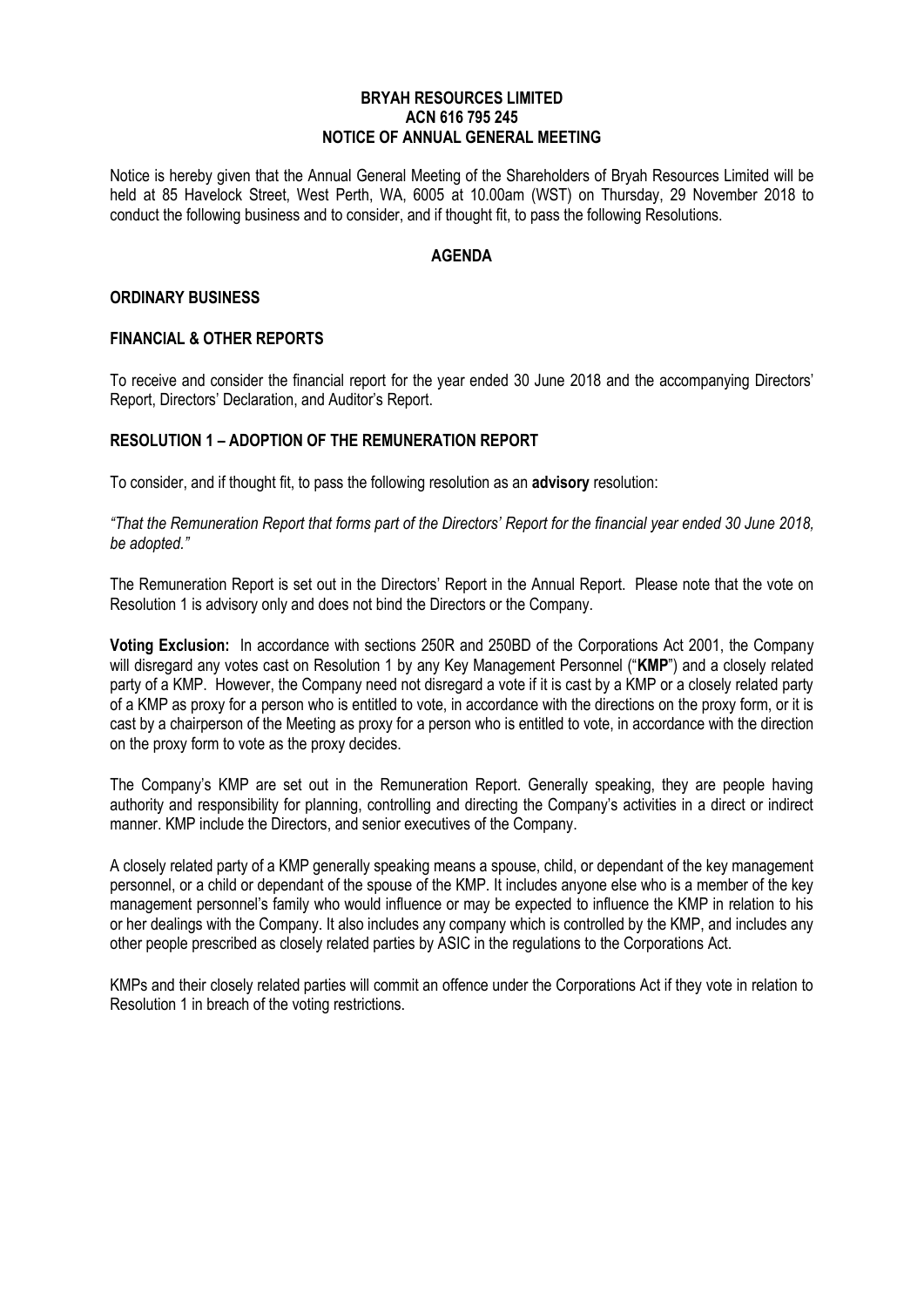**BRYAH RESOURCES LIMITED**
**ACN 616 795 245**
**NOTICE OF ANNUAL GENERAL MEETING**

Notice is hereby given that the Annual General Meeting of the Shareholders of Bryah Resources Limited will be held at 85 Havelock Street, West Perth, WA, 6005 at 10.00am (WST) on Thursday, 29 November 2018 to conduct the following business and to consider, and if thought fit, to pass the following Resolutions.

## AGENDA

### ORDINARY BUSINESS

### FINANCIAL & OTHER REPORTS

To receive and consider the financial report for the year ended 30 June 2018 and the accompanying Directors' Report, Directors' Declaration, and Auditor's Report.

### RESOLUTION 1 – ADOPTION OF THE REMUNERATION REPORT

To consider, and if thought fit, to pass the following resolution as an **advisory** resolution:

*"That the Remuneration Report that forms part of the Directors' Report for the financial year ended 30 June 2018, be adopted."*

The Remuneration Report is set out in the Directors' Report in the Annual Report. Please note that the vote on Resolution 1 is advisory only and does not bind the Directors or the Company.

**Voting Exclusion:** In accordance with sections 250R and 250BD of the Corporations Act 2001, the Company will disregard any votes cast on Resolution 1 by any Key Management Personnel ("**KMP**") and a closely related party of a KMP. However, the Company need not disregard a vote if it is cast by a KMP or a closely related party of a KMP as proxy for a person who is entitled to vote, in accordance with the directions on the proxy form, or it is cast by a chairperson of the Meeting as proxy for a person who is entitled to vote, in accordance with the direction on the proxy form to vote as the proxy decides.

The Company's KMP are set out in the Remuneration Report. Generally speaking, they are people having authority and responsibility for planning, controlling and directing the Company's activities in a direct or indirect manner. KMP include the Directors, and senior executives of the Company.

A closely related party of a KMP generally speaking means a spouse, child, or dependant of the key management personnel, or a child or dependant of the spouse of the KMP. It includes anyone else who is a member of the key management personnel's family who would influence or may be expected to influence the KMP in relation to his or her dealings with the Company. It also includes any company which is controlled by the KMP, and includes any other people prescribed as closely related parties by ASIC in the regulations to the Corporations Act.

KMPs and their closely related parties will commit an offence under the Corporations Act if they vote in relation to Resolution 1 in breach of the voting restrictions.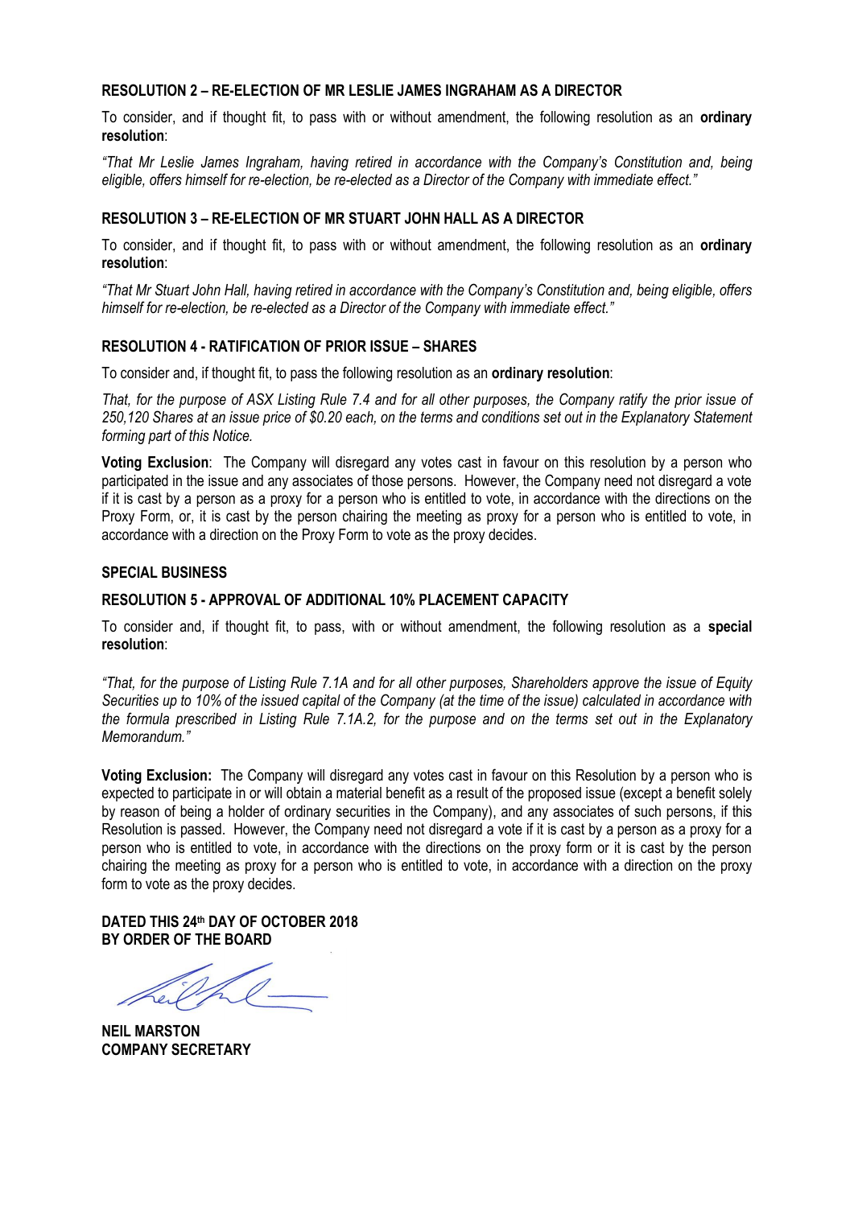### RESOLUTION 2 – RE-ELECTION OF MR LESLIE JAMES INGRAHAM AS A DIRECTOR

To consider, and if thought fit, to pass with or without amendment, the following resolution as an **ordinary resolution**:

*"That Mr Leslie James Ingraham, having retired in accordance with the Company's Constitution and, being eligible, offers himself for re-election, be re-elected as a Director of the Company with immediate effect."*

### RESOLUTION 3 – RE-ELECTION OF MR STUART JOHN HALL AS A DIRECTOR

To consider, and if thought fit, to pass with or without amendment, the following resolution as an **ordinary resolution**:

*"That Mr Stuart John Hall, having retired in accordance with the Company's Constitution and, being eligible, offers himself for re-election, be re-elected as a Director of the Company with immediate effect."*

### RESOLUTION 4 - RATIFICATION OF PRIOR ISSUE – SHARES

To consider and, if thought fit, to pass the following resolution as an **ordinary resolution**:

*That, for the purpose of ASX Listing Rule 7.4 and for all other purposes, the Company ratify the prior issue of 250,120 Shares at an issue price of $0.20 each, on the terms and conditions set out in the Explanatory Statement forming part of this Notice.*

**Voting Exclusion**: The Company will disregard any votes cast in favour on this resolution by a person who participated in the issue and any associates of those persons. However, the Company need not disregard a vote if it is cast by a person as a proxy for a person who is entitled to vote, in accordance with the directions on the Proxy Form, or, it is cast by the person chairing the meeting as proxy for a person who is entitled to vote, in accordance with a direction on the Proxy Form to vote as the proxy decides.

### SPECIAL BUSINESS

### RESOLUTION 5 - APPROVAL OF ADDITIONAL 10% PLACEMENT CAPACITY

To consider and, if thought fit, to pass, with or without amendment, the following resolution as a **special resolution**:

*"That, for the purpose of Listing Rule 7.1A and for all other purposes, Shareholders approve the issue of Equity Securities up to 10% of the issued capital of the Company (at the time of the issue) calculated in accordance with the formula prescribed in Listing Rule 7.1A.2, for the purpose and on the terms set out in the Explanatory Memorandum."*

**Voting Exclusion:** The Company will disregard any votes cast in favour on this Resolution by a person who is expected to participate in or will obtain a material benefit as a result of the proposed issue (except a benefit solely by reason of being a holder of ordinary securities in the Company), and any associates of such persons, if this Resolution is passed. However, the Company need not disregard a vote if it is cast by a person as a proxy for a person who is entitled to vote, in accordance with the directions on the proxy form or it is cast by the person chairing the meeting as proxy for a person who is entitled to vote, in accordance with a direction on the proxy form to vote as the proxy decides.

**DATED THIS 24th DAY OF OCTOBER 2018**
**BY ORDER OF THE BOARD**

**NEIL MARSTON**
**COMPANY SECRETARY**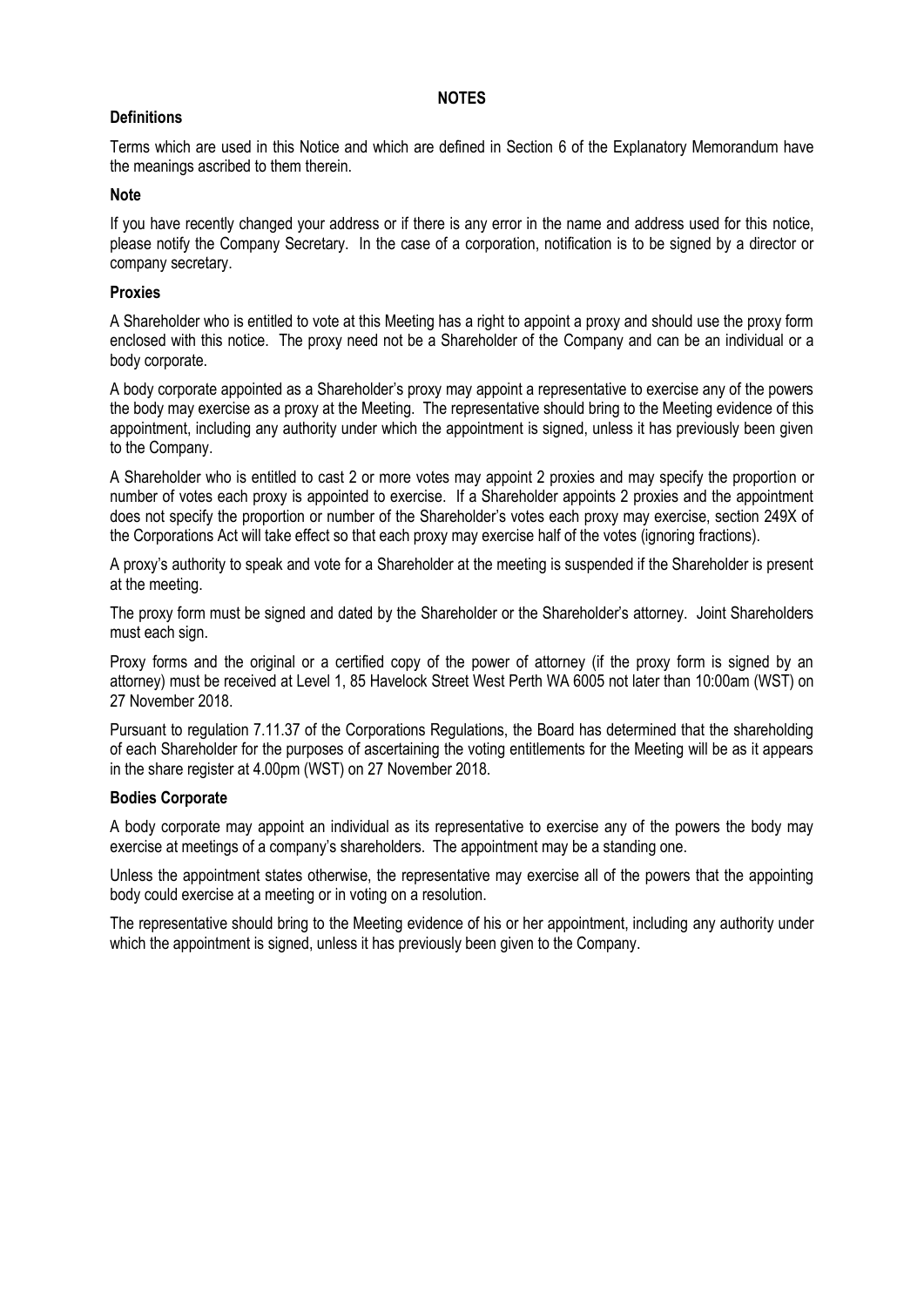## NOTES

### Definitions

Terms which are used in this Notice and which are defined in Section 6 of the Explanatory Memorandum have the meanings ascribed to them therein.

### Note

If you have recently changed your address or if there is any error in the name and address used for this notice, please notify the Company Secretary. In the case of a corporation, notification is to be signed by a director or company secretary.

### Proxies

A Shareholder who is entitled to vote at this Meeting has a right to appoint a proxy and should use the proxy form enclosed with this notice. The proxy need not be a Shareholder of the Company and can be an individual or a body corporate.

A body corporate appointed as a Shareholder's proxy may appoint a representative to exercise any of the powers the body may exercise as a proxy at the Meeting. The representative should bring to the Meeting evidence of this appointment, including any authority under which the appointment is signed, unless it has previously been given to the Company.

A Shareholder who is entitled to cast 2 or more votes may appoint 2 proxies and may specify the proportion or number of votes each proxy is appointed to exercise. If a Shareholder appoints 2 proxies and the appointment does not specify the proportion or number of the Shareholder's votes each proxy may exercise, section 249X of the Corporations Act will take effect so that each proxy may exercise half of the votes (ignoring fractions).

A proxy's authority to speak and vote for a Shareholder at the meeting is suspended if the Shareholder is present at the meeting.

The proxy form must be signed and dated by the Shareholder or the Shareholder's attorney. Joint Shareholders must each sign.

Proxy forms and the original or a certified copy of the power of attorney (if the proxy form is signed by an attorney) must be received at Level 1, 85 Havelock Street West Perth WA 6005 not later than 10:00am (WST) on 27 November 2018.

Pursuant to regulation 7.11.37 of the Corporations Regulations, the Board has determined that the shareholding of each Shareholder for the purposes of ascertaining the voting entitlements for the Meeting will be as it appears in the share register at 4.00pm (WST) on 27 November 2018.

### Bodies Corporate

A body corporate may appoint an individual as its representative to exercise any of the powers the body may exercise at meetings of a company's shareholders. The appointment may be a standing one.

Unless the appointment states otherwise, the representative may exercise all of the powers that the appointing body could exercise at a meeting or in voting on a resolution.

The representative should bring to the Meeting evidence of his or her appointment, including any authority under which the appointment is signed, unless it has previously been given to the Company.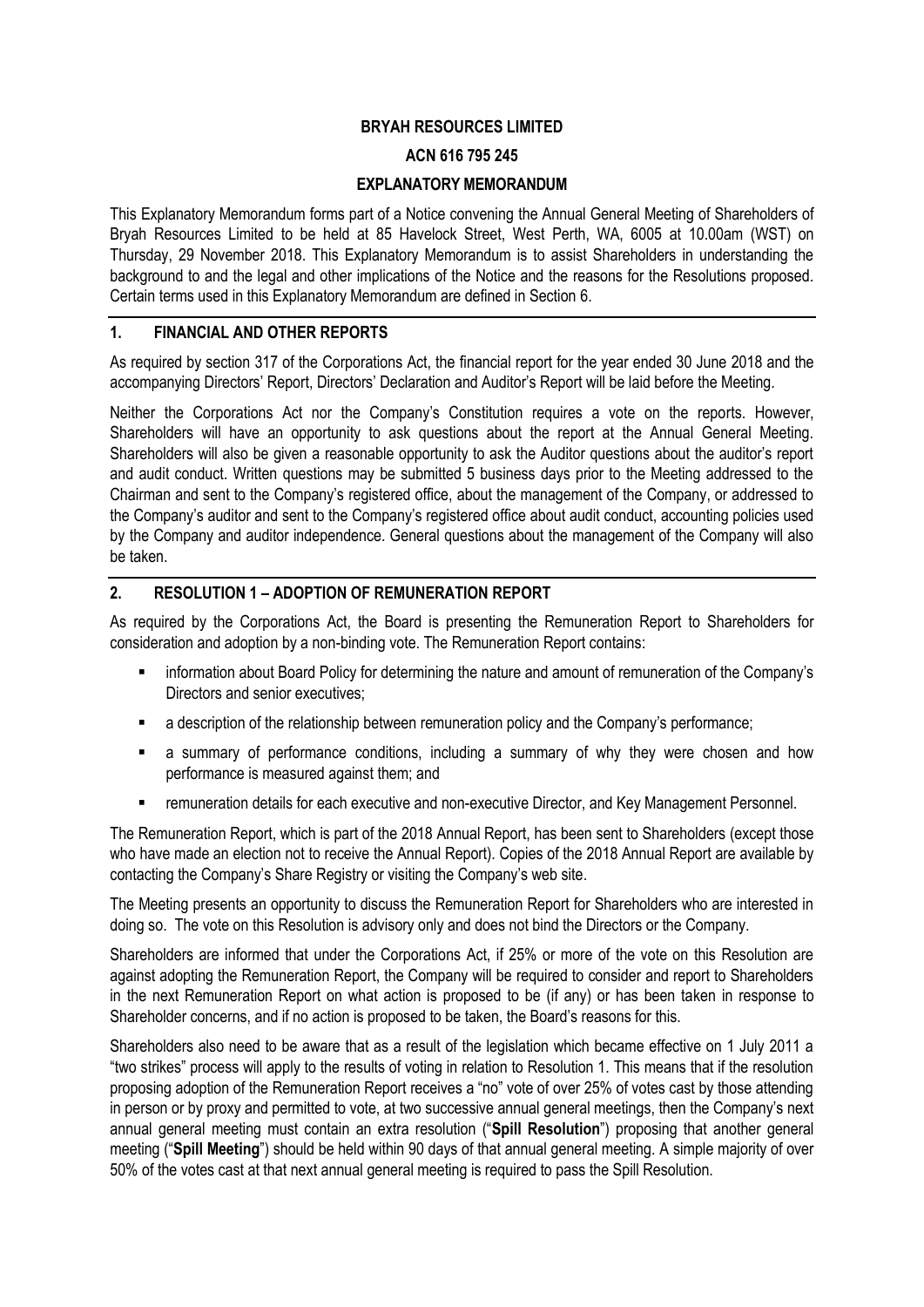**BRYAH RESOURCES LIMITED**

**ACN 616 795 245**

**EXPLANATORY MEMORANDUM**

This Explanatory Memorandum forms part of a Notice convening the Annual General Meeting of Shareholders of Bryah Resources Limited to be held at 85 Havelock Street, West Perth, WA, 6005 at 10.00am (WST) on Thursday, 29 November 2018. This Explanatory Memorandum is to assist Shareholders in understanding the background to and the legal and other implications of the Notice and the reasons for the Resolutions proposed. Certain terms used in this Explanatory Memorandum are defined in Section 6.

## 1. FINANCIAL AND OTHER REPORTS

As required by section 317 of the Corporations Act, the financial report for the year ended 30 June 2018 and the accompanying Directors' Report, Directors' Declaration and Auditor's Report will be laid before the Meeting.

Neither the Corporations Act nor the Company's Constitution requires a vote on the reports. However, Shareholders will have an opportunity to ask questions about the report at the Annual General Meeting. Shareholders will also be given a reasonable opportunity to ask the Auditor questions about the auditor's report and audit conduct. Written questions may be submitted 5 business days prior to the Meeting addressed to the Chairman and sent to the Company's registered office, about the management of the Company, or addressed to the Company's auditor and sent to the Company's registered office about audit conduct, accounting policies used by the Company and auditor independence. General questions about the management of the Company will also be taken.

## 2. RESOLUTION 1 – ADOPTION OF REMUNERATION REPORT

As required by the Corporations Act, the Board is presenting the Remuneration Report to Shareholders for consideration and adoption by a non-binding vote. The Remuneration Report contains:

- information about Board Policy for determining the nature and amount of remuneration of the Company's Directors and senior executives;
- a description of the relationship between remuneration policy and the Company's performance;
- a summary of performance conditions, including a summary of why they were chosen and how performance is measured against them; and
- remuneration details for each executive and non-executive Director, and Key Management Personnel.

The Remuneration Report, which is part of the 2018 Annual Report, has been sent to Shareholders (except those who have made an election not to receive the Annual Report). Copies of the 2018 Annual Report are available by contacting the Company's Share Registry or visiting the Company's web site.

The Meeting presents an opportunity to discuss the Remuneration Report for Shareholders who are interested in doing so. The vote on this Resolution is advisory only and does not bind the Directors or the Company.

Shareholders are informed that under the Corporations Act, if 25% or more of the vote on this Resolution are against adopting the Remuneration Report, the Company will be required to consider and report to Shareholders in the next Remuneration Report on what action is proposed to be (if any) or has been taken in response to Shareholder concerns, and if no action is proposed to be taken, the Board's reasons for this.

Shareholders also need to be aware that as a result of the legislation which became effective on 1 July 2011 a "two strikes" process will apply to the results of voting in relation to Resolution 1. This means that if the resolution proposing adoption of the Remuneration Report receives a "no" vote of over 25% of votes cast by those attending in person or by proxy and permitted to vote, at two successive annual general meetings, then the Company's next annual general meeting must contain an extra resolution ("**Spill Resolution**") proposing that another general meeting ("**Spill Meeting**") should be held within 90 days of that annual general meeting. A simple majority of over 50% of the votes cast at that next annual general meeting is required to pass the Spill Resolution.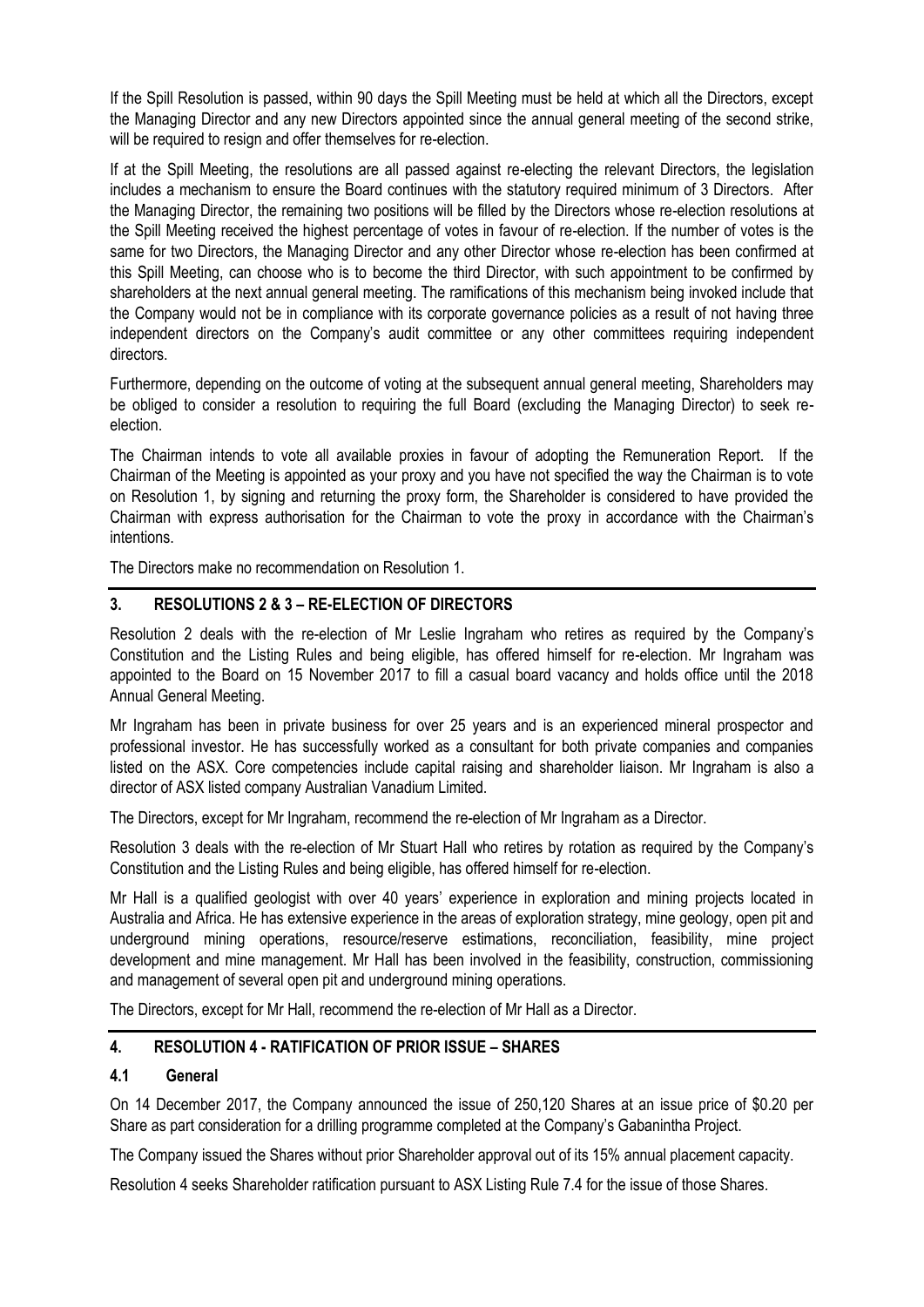If the Spill Resolution is passed, within 90 days the Spill Meeting must be held at which all the Directors, except the Managing Director and any new Directors appointed since the annual general meeting of the second strike, will be required to resign and offer themselves for re-election.

If at the Spill Meeting, the resolutions are all passed against re-electing the relevant Directors, the legislation includes a mechanism to ensure the Board continues with the statutory required minimum of 3 Directors. After the Managing Director, the remaining two positions will be filled by the Directors whose re-election resolutions at the Spill Meeting received the highest percentage of votes in favour of re-election. If the number of votes is the same for two Directors, the Managing Director and any other Director whose re-election has been confirmed at this Spill Meeting, can choose who is to become the third Director, with such appointment to be confirmed by shareholders at the next annual general meeting. The ramifications of this mechanism being invoked include that the Company would not be in compliance with its corporate governance policies as a result of not having three independent directors on the Company's audit committee or any other committees requiring independent directors.

Furthermore, depending on the outcome of voting at the subsequent annual general meeting, Shareholders may be obliged to consider a resolution to requiring the full Board (excluding the Managing Director) to seek re-election.

The Chairman intends to vote all available proxies in favour of adopting the Remuneration Report. If the Chairman of the Meeting is appointed as your proxy and you have not specified the way the Chairman is to vote on Resolution 1, by signing and returning the proxy form, the Shareholder is considered to have provided the Chairman with express authorisation for the Chairman to vote the proxy in accordance with the Chairman's intentions.

The Directors make no recommendation on Resolution 1.

## 3. RESOLUTIONS 2 & 3 – RE-ELECTION OF DIRECTORS

Resolution 2 deals with the re-election of Mr Leslie Ingraham who retires as required by the Company's Constitution and the Listing Rules and being eligible, has offered himself for re-election. Mr Ingraham was appointed to the Board on 15 November 2017 to fill a casual board vacancy and holds office until the 2018 Annual General Meeting.

Mr Ingraham has been in private business for over 25 years and is an experienced mineral prospector and professional investor. He has successfully worked as a consultant for both private companies and companies listed on the ASX. Core competencies include capital raising and shareholder liaison. Mr Ingraham is also a director of ASX listed company Australian Vanadium Limited.

The Directors, except for Mr Ingraham, recommend the re-election of Mr Ingraham as a Director.

Resolution 3 deals with the re-election of Mr Stuart Hall who retires by rotation as required by the Company's Constitution and the Listing Rules and being eligible, has offered himself for re-election.

Mr Hall is a qualified geologist with over 40 years' experience in exploration and mining projects located in Australia and Africa. He has extensive experience in the areas of exploration strategy, mine geology, open pit and underground mining operations, resource/reserve estimations, reconciliation, feasibility, mine project development and mine management. Mr Hall has been involved in the feasibility, construction, commissioning and management of several open pit and underground mining operations.

The Directors, except for Mr Hall, recommend the re-election of Mr Hall as a Director.

## 4. RESOLUTION 4 - RATIFICATION OF PRIOR ISSUE – SHARES

### 4.1 General

On 14 December 2017, the Company announced the issue of 250,120 Shares at an issue price of $0.20 per Share as part consideration for a drilling programme completed at the Company's Gabanintha Project.

The Company issued the Shares without prior Shareholder approval out of its 15% annual placement capacity.

Resolution 4 seeks Shareholder ratification pursuant to ASX Listing Rule 7.4 for the issue of those Shares.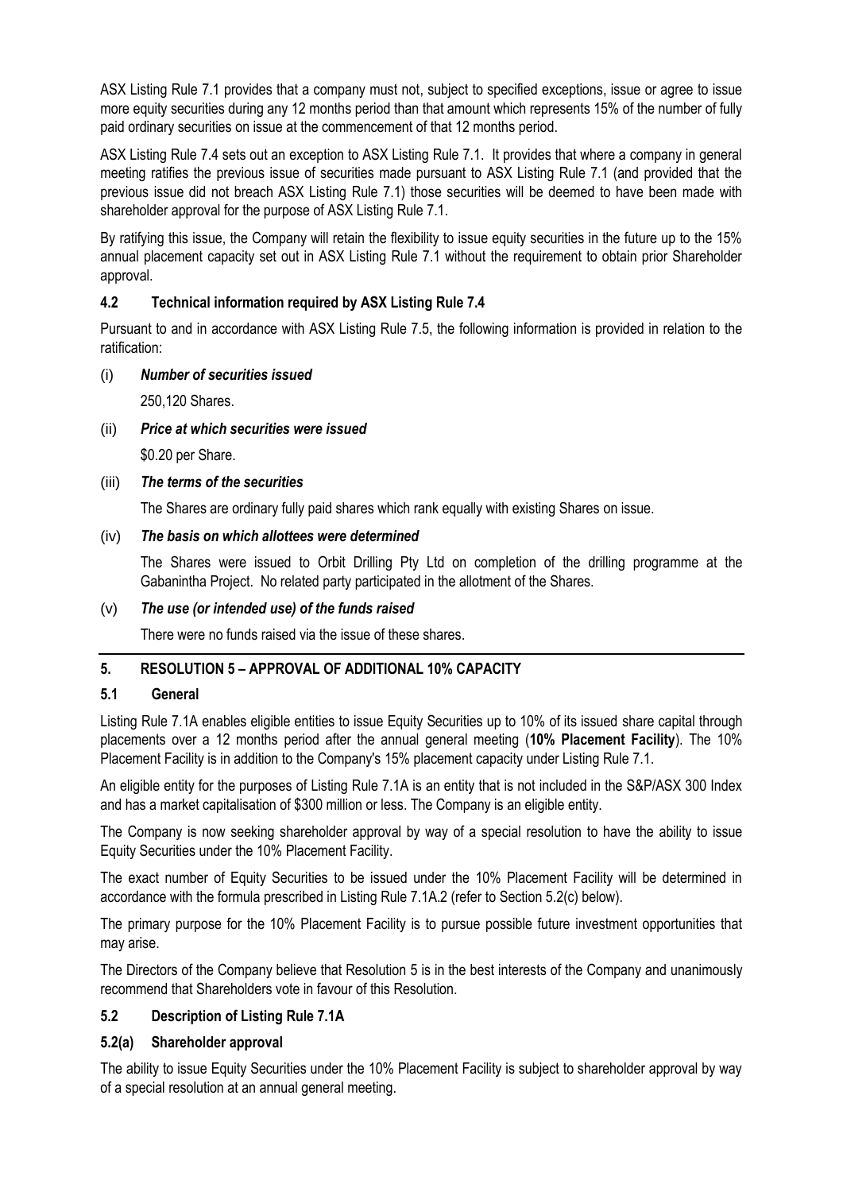ASX Listing Rule 7.1 provides that a company must not, subject to specified exceptions, issue or agree to issue more equity securities during any 12 months period than that amount which represents 15% of the number of fully paid ordinary securities on issue at the commencement of that 12 months period.

ASX Listing Rule 7.4 sets out an exception to ASX Listing Rule 7.1. It provides that where a company in general meeting ratifies the previous issue of securities made pursuant to ASX Listing Rule 7.1 (and provided that the previous issue did not breach ASX Listing Rule 7.1) those securities will be deemed to have been made with shareholder approval for the purpose of ASX Listing Rule 7.1.

By ratifying this issue, the Company will retain the flexibility to issue equity securities in the future up to the 15% annual placement capacity set out in ASX Listing Rule 7.1 without the requirement to obtain prior Shareholder approval.

### 4.2 Technical information required by ASX Listing Rule 7.4

Pursuant to and in accordance with ASX Listing Rule 7.5, the following information is provided in relation to the ratification:

(i) ***Number of securities issued***

250,120 Shares.

(ii) ***Price at which securities were issued***

$0.20 per Share.

(iii) ***The terms of the securities***

The Shares are ordinary fully paid shares which rank equally with existing Shares on issue.

(iv) ***The basis on which allottees were determined***

The Shares were issued to Orbit Drilling Pty Ltd on completion of the drilling programme at the Gabanintha Project. No related party participated in the allotment of the Shares.

(v) ***The use (or intended use) of the funds raised***

There were no funds raised via the issue of these shares.

## 5. RESOLUTION 5 – APPROVAL OF ADDITIONAL 10% CAPACITY

### 5.1 General

Listing Rule 7.1A enables eligible entities to issue Equity Securities up to 10% of its issued share capital through placements over a 12 months period after the annual general meeting (**10% Placement Facility**). The 10% Placement Facility is in addition to the Company's 15% placement capacity under Listing Rule 7.1.

An eligible entity for the purposes of Listing Rule 7.1A is an entity that is not included in the S&P/ASX 300 Index and has a market capitalisation of $300 million or less. The Company is an eligible entity.

The Company is now seeking shareholder approval by way of a special resolution to have the ability to issue Equity Securities under the 10% Placement Facility.

The exact number of Equity Securities to be issued under the 10% Placement Facility will be determined in accordance with the formula prescribed in Listing Rule 7.1A.2 (refer to Section 5.2(c) below).

The primary purpose for the 10% Placement Facility is to pursue possible future investment opportunities that may arise.

The Directors of the Company believe that Resolution 5 is in the best interests of the Company and unanimously recommend that Shareholders vote in favour of this Resolution.

### 5.2 Description of Listing Rule 7.1A

### 5.2(a) Shareholder approval

The ability to issue Equity Securities under the 10% Placement Facility is subject to shareholder approval by way of a special resolution at an annual general meeting.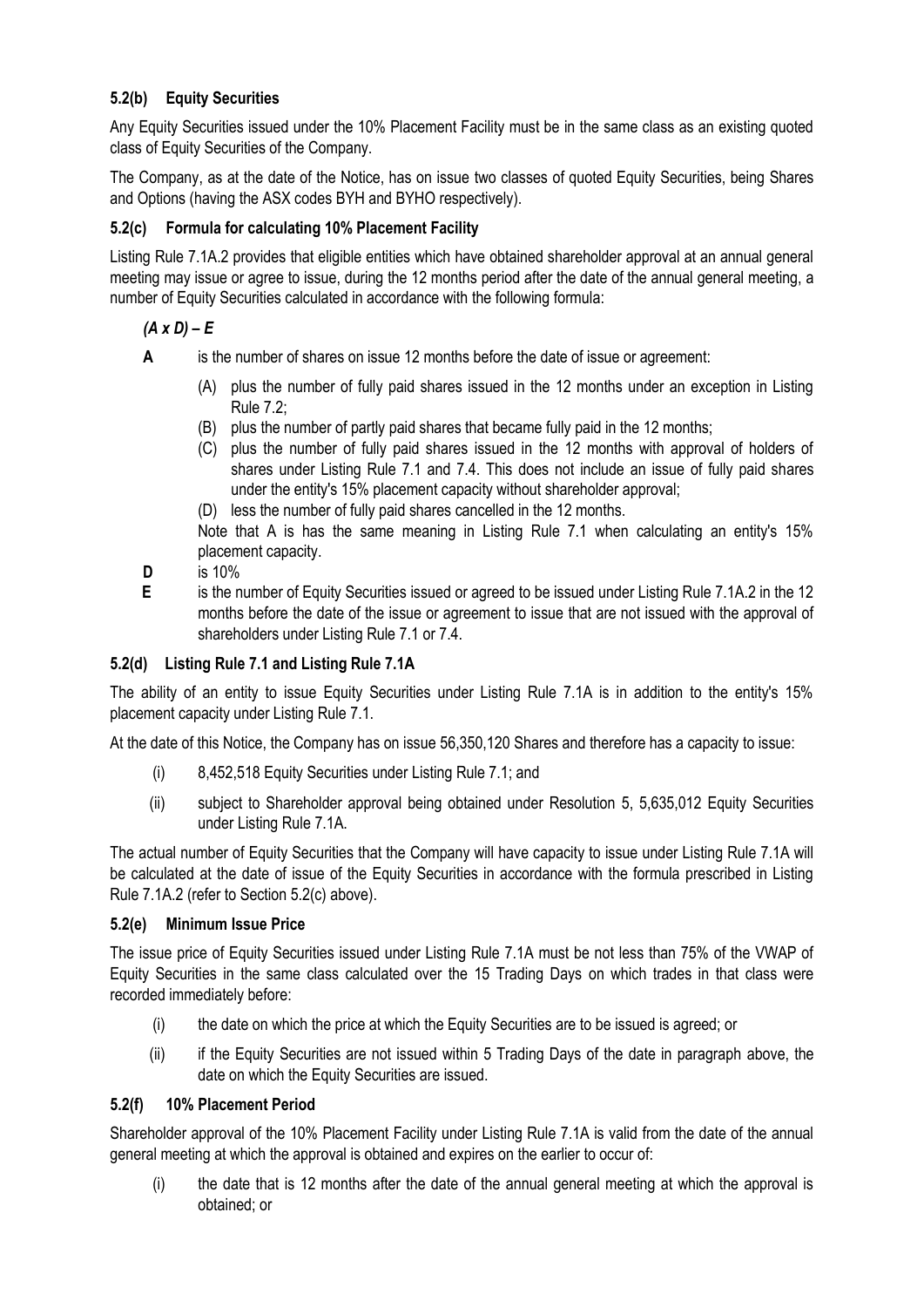### 5.2(b) Equity Securities

Any Equity Securities issued under the 10% Placement Facility must be in the same class as an existing quoted class of Equity Securities of the Company.

The Company, as at the date of the Notice, has on issue two classes of quoted Equity Securities, being Shares and Options (having the ASX codes BYH and BYHO respectively).

### 5.2(c) Formula for calculating 10% Placement Facility

Listing Rule 7.1A.2 provides that eligible entities which have obtained shareholder approval at an annual general meeting may issue or agree to issue, during the 12 months period after the date of the annual general meeting, a number of Equity Securities calculated in accordance with the following formula:

***(A x D) – E***

**A** is the number of shares on issue 12 months before the date of issue or agreement:

- (A) plus the number of fully paid shares issued in the 12 months under an exception in Listing Rule 7.2;
- (B) plus the number of partly paid shares that became fully paid in the 12 months;
- (C) plus the number of fully paid shares issued in the 12 months with approval of holders of shares under Listing Rule 7.1 and 7.4. This does not include an issue of fully paid shares under the entity's 15% placement capacity without shareholder approval;
- (D) less the number of fully paid shares cancelled in the 12 months.

Note that A is has the same meaning in Listing Rule 7.1 when calculating an entity's 15% placement capacity.

**D** is 10%

**E** is the number of Equity Securities issued or agreed to be issued under Listing Rule 7.1A.2 in the 12 months before the date of the issue or agreement to issue that are not issued with the approval of shareholders under Listing Rule 7.1 or 7.4.

### 5.2(d) Listing Rule 7.1 and Listing Rule 7.1A

The ability of an entity to issue Equity Securities under Listing Rule 7.1A is in addition to the entity's 15% placement capacity under Listing Rule 7.1.

At the date of this Notice, the Company has on issue 56,350,120 Shares and therefore has a capacity to issue:

- (i) 8,452,518 Equity Securities under Listing Rule 7.1; and
- (ii) subject to Shareholder approval being obtained under Resolution 5, 5,635,012 Equity Securities under Listing Rule 7.1A.

The actual number of Equity Securities that the Company will have capacity to issue under Listing Rule 7.1A will be calculated at the date of issue of the Equity Securities in accordance with the formula prescribed in Listing Rule 7.1A.2 (refer to Section 5.2(c) above).

### 5.2(e) Minimum Issue Price

The issue price of Equity Securities issued under Listing Rule 7.1A must be not less than 75% of the VWAP of Equity Securities in the same class calculated over the 15 Trading Days on which trades in that class were recorded immediately before:

- (i) the date on which the price at which the Equity Securities are to be issued is agreed; or
- (ii) if the Equity Securities are not issued within 5 Trading Days of the date in paragraph above, the date on which the Equity Securities are issued.

### 5.2(f) 10% Placement Period

Shareholder approval of the 10% Placement Facility under Listing Rule 7.1A is valid from the date of the annual general meeting at which the approval is obtained and expires on the earlier to occur of:

- (i) the date that is 12 months after the date of the annual general meeting at which the approval is obtained; or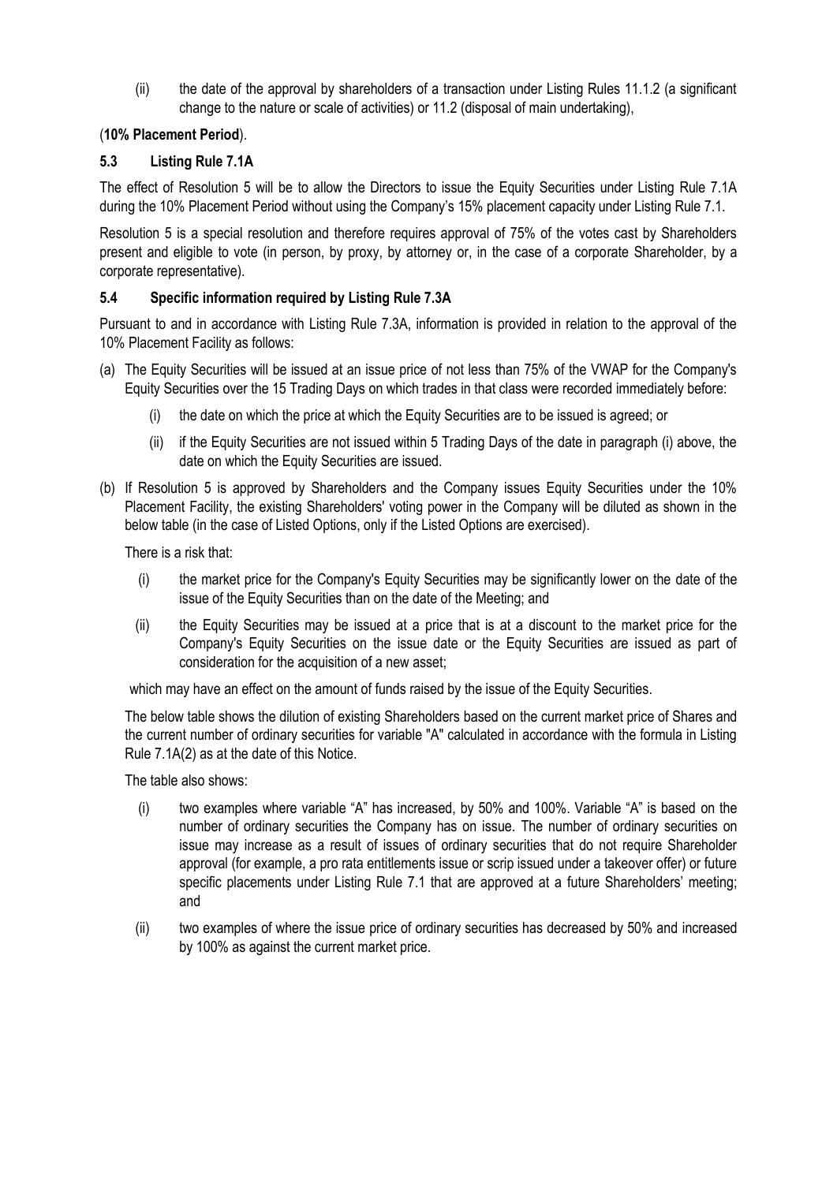(ii) the date of the approval by shareholders of a transaction under Listing Rules 11.1.2 (a significant change to the nature or scale of activities) or 11.2 (disposal of main undertaking),

(**10% Placement Period**).

### 5.3 Listing Rule 7.1A

The effect of Resolution 5 will be to allow the Directors to issue the Equity Securities under Listing Rule 7.1A during the 10% Placement Period without using the Company's 15% placement capacity under Listing Rule 7.1.

Resolution 5 is a special resolution and therefore requires approval of 75% of the votes cast by Shareholders present and eligible to vote (in person, by proxy, by attorney or, in the case of a corporate Shareholder, by a corporate representative).

### 5.4 Specific information required by Listing Rule 7.3A

Pursuant to and in accordance with Listing Rule 7.3A, information is provided in relation to the approval of the 10% Placement Facility as follows:

(a) The Equity Securities will be issued at an issue price of not less than 75% of the VWAP for the Company's Equity Securities over the 15 Trading Days on which trades in that class were recorded immediately before:

   (i) the date on which the price at which the Equity Securities are to be issued is agreed; or

   (ii) if the Equity Securities are not issued within 5 Trading Days of the date in paragraph (i) above, the date on which the Equity Securities are issued.

(b) If Resolution 5 is approved by Shareholders and the Company issues Equity Securities under the 10% Placement Facility, the existing Shareholders' voting power in the Company will be diluted as shown in the below table (in the case of Listed Options, only if the Listed Options are exercised).

   There is a risk that:

   (i) the market price for the Company's Equity Securities may be significantly lower on the date of the issue of the Equity Securities than on the date of the Meeting; and

   (ii) the Equity Securities may be issued at a price that is at a discount to the market price for the Company's Equity Securities on the issue date or the Equity Securities are issued as part of consideration for the acquisition of a new asset;

   which may have an effect on the amount of funds raised by the issue of the Equity Securities.

   The below table shows the dilution of existing Shareholders based on the current market price of Shares and the current number of ordinary securities for variable "A" calculated in accordance with the formula in Listing Rule 7.1A(2) as at the date of this Notice.

   The table also shows:

   (i) two examples where variable "A" has increased, by 50% and 100%. Variable "A" is based on the number of ordinary securities the Company has on issue. The number of ordinary securities on issue may increase as a result of issues of ordinary securities that do not require Shareholder approval (for example, a pro rata entitlements issue or scrip issued under a takeover offer) or future specific placements under Listing Rule 7.1 that are approved at a future Shareholders' meeting; and

   (ii) two examples of where the issue price of ordinary securities has decreased by 50% and increased by 100% as against the current market price.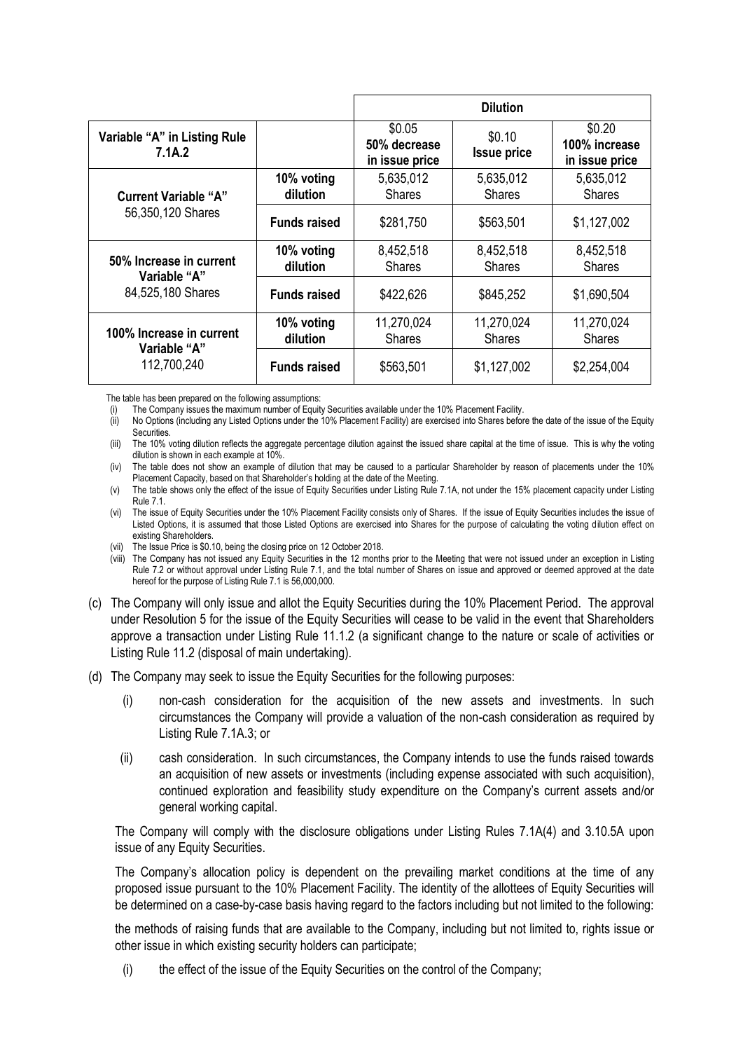| Variable "A" in Listing Rule 7.1A.2 | | Dilution | | |
|---|---|---|---|---|
| | | $0.05 50% decrease in issue price | $0.10 Issue price | $0.20 100% increase in issue price |
| **Current Variable "A"** 56,350,120 Shares | **10% voting dilution** | 5,635,012 Shares | 5,635,012 Shares | 5,635,012 Shares |
| | **Funds raised** | $281,750 | $563,501 | $1,127,002 |
| **50% Increase in current Variable "A"** 84,525,180 Shares | **10% voting dilution** | 8,452,518 Shares | 8,452,518 Shares | 8,452,518 Shares |
| | **Funds raised** | $422,626 | $845,252 | $1,690,504 |
| **100% Increase in current Variable "A"** 112,700,240 | **10% voting dilution** | 11,270,024 Shares | 11,270,024 Shares | 11,270,024 Shares |
| | **Funds raised** | $563,501 | $1,127,002 | $2,254,004 |

The table has been prepared on the following assumptions:

(i) The Company issues the maximum number of Equity Securities available under the 10% Placement Facility.
(ii) No Options (including any Listed Options under the 10% Placement Facility) are exercised into Shares before the date of the issue of the Equity Securities.
(iii) The 10% voting dilution reflects the aggregate percentage dilution against the issued share capital at the time of issue. This is why the voting dilution is shown in each example at 10%.
(iv) The table does not show an example of dilution that may be caused to a particular Shareholder by reason of placements under the 10% Placement Capacity, based on that Shareholder's holding at the date of the Meeting.
(v) The table shows only the effect of the issue of Equity Securities under Listing Rule 7.1A, not under the 15% placement capacity under Listing Rule 7.1.
(vi) The issue of Equity Securities under the 10% Placement Facility consists only of Shares. If the issue of Equity Securities includes the issue of Listed Options, it is assumed that those Listed Options are exercised into Shares for the purpose of calculating the voting dilution effect on existing Shareholders.
(vii) The Issue Price is $0.10, being the closing price on 12 October 2018.
(viii) The Company has not issued any Equity Securities in the 12 months prior to the Meeting that were not issued under an exception in Listing Rule 7.2 or without approval under Listing Rule 7.1, and the total number of Shares on issue and approved or deemed approved at the date hereof for the purpose of Listing Rule 7.1 is 56,000,000.

(c) The Company will only issue and allot the Equity Securities during the 10% Placement Period. The approval under Resolution 5 for the issue of the Equity Securities will cease to be valid in the event that Shareholders approve a transaction under Listing Rule 11.1.2 (a significant change to the nature or scale of activities or Listing Rule 11.2 (disposal of main undertaking).

(d) The Company may seek to issue the Equity Securities for the following purposes:

(i) non-cash consideration for the acquisition of the new assets and investments. In such circumstances the Company will provide a valuation of the non-cash consideration as required by Listing Rule 7.1A.3; or

(ii) cash consideration. In such circumstances, the Company intends to use the funds raised towards an acquisition of new assets or investments (including expense associated with such acquisition), continued exploration and feasibility study expenditure on the Company's current assets and/or general working capital.

The Company will comply with the disclosure obligations under Listing Rules 7.1A(4) and 3.10.5A upon issue of any Equity Securities.

The Company's allocation policy is dependent on the prevailing market conditions at the time of any proposed issue pursuant to the 10% Placement Facility. The identity of the allottees of Equity Securities will be determined on a case-by-case basis having regard to the factors including but not limited to the following:

the methods of raising funds that are available to the Company, including but not limited to, rights issue or other issue in which existing security holders can participate;

(i) the effect of the issue of the Equity Securities on the control of the Company;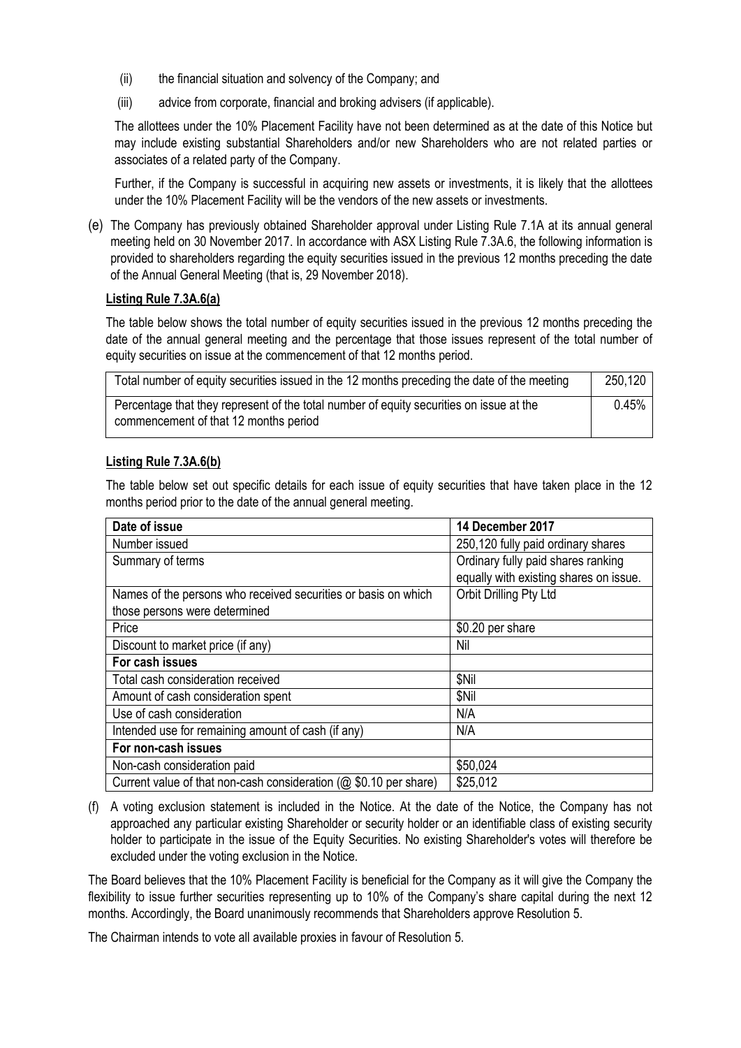(ii) the financial situation and solvency of the Company; and

(iii) advice from corporate, financial and broking advisers (if applicable).

The allottees under the 10% Placement Facility have not been determined as at the date of this Notice but may include existing substantial Shareholders and/or new Shareholders who are not related parties or associates of a related party of the Company.

Further, if the Company is successful in acquiring new assets or investments, it is likely that the allottees under the 10% Placement Facility will be the vendors of the new assets or investments.

(e) The Company has previously obtained Shareholder approval under Listing Rule 7.1A at its annual general meeting held on 30 November 2017. In accordance with ASX Listing Rule 7.3A.6, the following information is provided to shareholders regarding the equity securities issued in the previous 12 months preceding the date of the Annual General Meeting (that is, 29 November 2018).

**Listing Rule 7.3A.6(a)**

The table below shows the total number of equity securities issued in the previous 12 months preceding the date of the annual general meeting and the percentage that those issues represent of the total number of equity securities on issue at the commencement of that 12 months period.

| | |
|---|---|
| Total number of equity securities issued in the 12 months preceding the date of the meeting | 250,120 |
| Percentage that they represent of the total number of equity securities on issue at the commencement of that 12 months period | 0.45% |

**Listing Rule 7.3A.6(b)**

The table below set out specific details for each issue of equity securities that have taken place in the 12 months period prior to the date of the annual general meeting.

| **Date of issue** | **14 December 2017** |
|---|---|
| Number issued | 250,120 fully paid ordinary shares |
| Summary of terms | Ordinary fully paid shares ranking equally with existing shares on issue. |
| Names of the persons who received securities or basis on which those persons were determined | Orbit Drilling Pty Ltd |
| Price | $0.20 per share |
| Discount to market price (if any) | Nil |
| **For cash issues** | |
| Total cash consideration received | $Nil |
| Amount of cash consideration spent | $Nil |
| Use of cash consideration | N/A |
| Intended use for remaining amount of cash (if any) | N/A |
| **For non-cash issues** | |
| Non-cash consideration paid | $50,024 |
| Current value of that non-cash consideration (@ $0.10 per share) | $25,012 |

(f) A voting exclusion statement is included in the Notice. At the date of the Notice, the Company has not approached any particular existing Shareholder or security holder or an identifiable class of existing security holder to participate in the issue of the Equity Securities. No existing Shareholder's votes will therefore be excluded under the voting exclusion in the Notice.

The Board believes that the 10% Placement Facility is beneficial for the Company as it will give the Company the flexibility to issue further securities representing up to 10% of the Company's share capital during the next 12 months. Accordingly, the Board unanimously recommends that Shareholders approve Resolution 5.

The Chairman intends to vote all available proxies in favour of Resolution 5.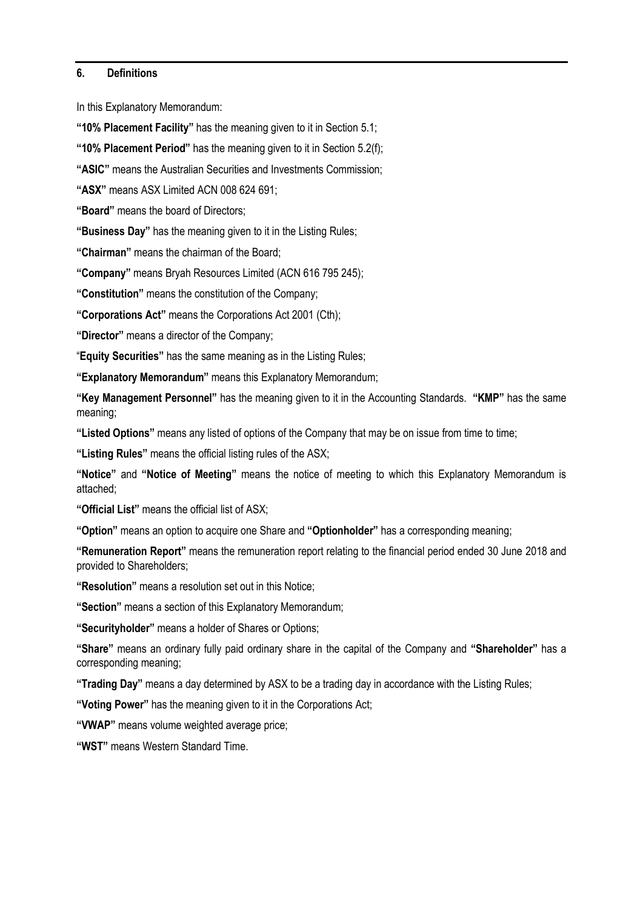## 6. Definitions

In this Explanatory Memorandum:

**"10% Placement Facility"** has the meaning given to it in Section 5.1;

**"10% Placement Period"** has the meaning given to it in Section 5.2(f);

**"ASIC"** means the Australian Securities and Investments Commission;

**"ASX"** means ASX Limited ACN 008 624 691;

**"Board"** means the board of Directors;

**"Business Day"** has the meaning given to it in the Listing Rules;

**"Chairman"** means the chairman of the Board;

**"Company"** means Bryah Resources Limited (ACN 616 795 245);

**"Constitution"** means the constitution of the Company;

**"Corporations Act"** means the Corporations Act 2001 (Cth);

**"Director"** means a director of the Company;

"**Equity Securities"** has the same meaning as in the Listing Rules;

**"Explanatory Memorandum"** means this Explanatory Memorandum;

**"Key Management Personnel"** has the meaning given to it in the Accounting Standards. **"KMP"** has the same meaning;

**"Listed Options"** means any listed of options of the Company that may be on issue from time to time;

**"Listing Rules"** means the official listing rules of the ASX;

**"Notice"** and **"Notice of Meeting"** means the notice of meeting to which this Explanatory Memorandum is attached;

**"Official List"** means the official list of ASX;

**"Option"** means an option to acquire one Share and **"Optionholder"** has a corresponding meaning;

**"Remuneration Report"** means the remuneration report relating to the financial period ended 30 June 2018 and provided to Shareholders;

**"Resolution"** means a resolution set out in this Notice;

**"Section"** means a section of this Explanatory Memorandum;

**"Securityholder"** means a holder of Shares or Options;

**"Share"** means an ordinary fully paid ordinary share in the capital of the Company and **"Shareholder"** has a corresponding meaning;

**"Trading Day"** means a day determined by ASX to be a trading day in accordance with the Listing Rules;

**"Voting Power"** has the meaning given to it in the Corporations Act;

**"VWAP"** means volume weighted average price;

**"WST"** means Western Standard Time.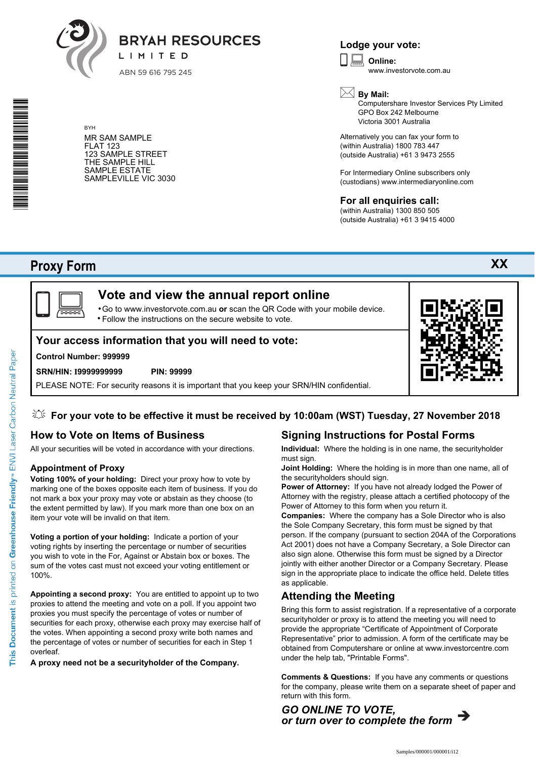# BRYAH RESOURCES LIMITED

ABN 59 616 795 245

BYH

MR SAM SAMPLE
FLAT 123
123 SAMPLE STREET
THE SAMPLE HILL
SAMPLE ESTATE
SAMPLEVILLE VIC 3030

**Lodge your vote:**

**Online:**
www.investorvote.com.au

**By Mail:**
Computershare Investor Services Pty Limited
GPO Box 242 Melbourne
Victoria 3001 Australia

Alternatively you can fax your form to
(within Australia) 1800 783 447
(outside Australia) +61 3 9473 2555

For Intermediary Online subscribers only
(custodians) www.intermediaryonline.com

**For all enquiries call:**
(within Australia) 1300 850 505
(outside Australia) +61 3 9415 4000

# Proxy Form

**XX**

## Vote and view the annual report online

- Go to www.investorvote.com.au **or** scan the QR Code with your mobile device.
- Follow the instructions on the secure website to vote.

**Your access information that you will need to vote:**

**Control Number: 999999**

**SRN/HIN: I9999999999** **PIN: 99999**

PLEASE NOTE: For security reasons it is important that you keep your SRN/HIN confidential.

**For your vote to be effective it must be received by 10:00am (WST) Tuesday, 27 November 2018**

## How to Vote on Items of Business

All your securities will be voted in accordance with your directions.

### Appointment of Proxy

**Voting 100% of your holding:** Direct your proxy how to vote by marking one of the boxes opposite each item of business. If you do not mark a box your proxy may vote or abstain as they choose (to the extent permitted by law). If you mark more than one box on an item your vote will be invalid on that item.

**Voting a portion of your holding:** Indicate a portion of your voting rights by inserting the percentage or number of securities you wish to vote in the For, Against or Abstain box or boxes. The sum of the votes cast must not exceed your voting entitlement or 100%.

**Appointing a second proxy:** You are entitled to appoint up to two proxies to attend the meeting and vote on a poll. If you appoint two proxies you must specify the percentage of votes or number of securities for each proxy, otherwise each proxy may exercise half of the votes. When appointing a second proxy write both names and the percentage of votes or number of securities for each in Step 1 overleaf.

**A proxy need not be a securityholder of the Company.**

## Signing Instructions for Postal Forms

**Individual:** Where the holding is in one name, the securityholder must sign.

**Joint Holding:** Where the holding is in more than one name, all of the securityholders should sign.

**Power of Attorney:** If you have not already lodged the Power of Attorney with the registry, please attach a certified photocopy of the Power of Attorney to this form when you return it.

**Companies:** Where the company has a Sole Director who is also the Sole Company Secretary, this form must be signed by that person. If the company (pursuant to section 204A of the Corporations Act 2001) does not have a Company Secretary, a Sole Director can also sign alone. Otherwise this form must be signed by a Director jointly with either another Director or a Company Secretary. Please sign in the appropriate place to indicate the office held. Delete titles as applicable.

## Attending the Meeting

Bring this form to assist registration. If a representative of a corporate securityholder or proxy is to attend the meeting you will need to provide the appropriate "Certificate of Appointment of Corporate Representative" prior to admission. A form of the certificate may be obtained from Computershare or online at www.investorcentre.com under the help tab, "Printable Forms".

**Comments & Questions:** If you have any comments or questions for the company, please write them on a separate sheet of paper and return with this form.

***GO ONLINE TO VOTE, or turn over to complete the form →***

This Document is printed on Greenhouse Friendly™ ENVI Laser Carbon Neutral Paper

Samples/000001/000001/i12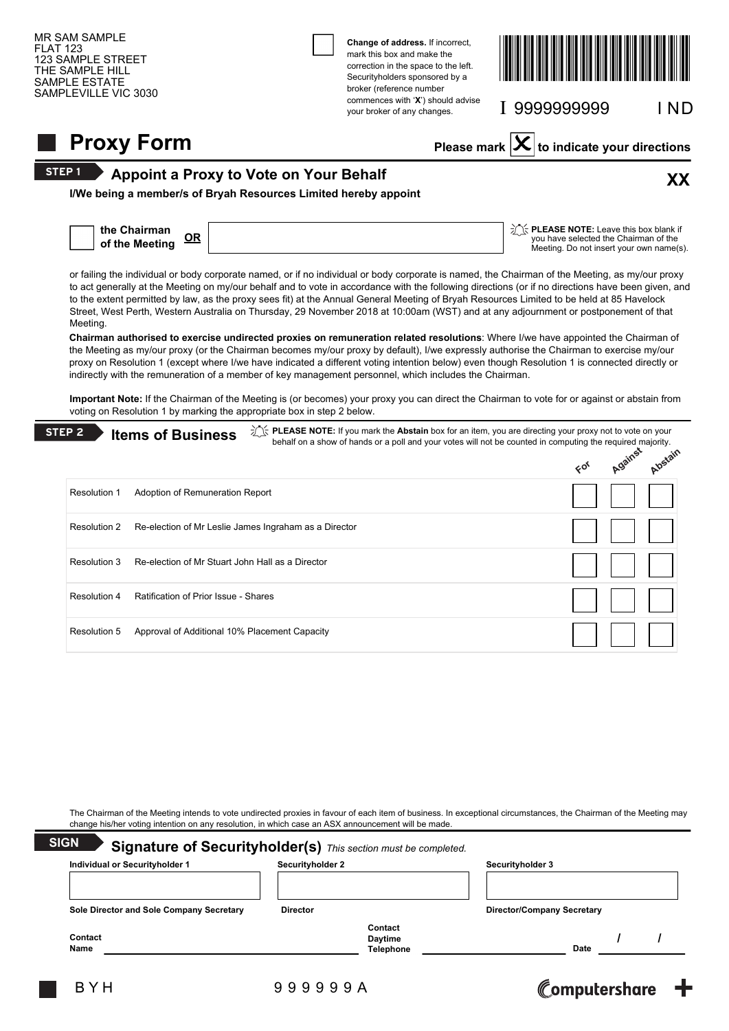MR SAM SAMPLE
FLAT 123
123 SAMPLE STREET
THE SAMPLE HILL
SAMPLE ESTATE
SAMPLEVILLE VIC 3030

☐ **Change of address.** If incorrect, mark this box and make the correction in the space to the left. Securityholders sponsored by a broker (reference number commences with '**X**') should advise your broker of any changes.

I 9999999999 I ND

# Proxy Form

**Please mark ☒ to indicate your directions**

## STEP 1 Appoint a Proxy to Vote on Your Behalf

**XX**

**I/We being a member/s of Bryah Resources Limited hereby appoint**

☐ **the Chairman of the Meeting** **OR** ______________________

**PLEASE NOTE:** Leave this box blank if you have selected the Chairman of the Meeting. Do not insert your own name(s).

or failing the individual or body corporate named, or if no individual or body corporate is named, the Chairman of the Meeting, as my/our proxy to act generally at the Meeting on my/our behalf and to vote in accordance with the following directions (or if no directions have been given, and to the extent permitted by law, as the proxy sees fit) at the Annual General Meeting of Bryah Resources Limited to be held at 85 Havelock Street, West Perth, Western Australia on Thursday, 29 November 2018 at 10:00am (WST) and at any adjournment or postponement of that Meeting.

**Chairman authorised to exercise undirected proxies on remuneration related resolutions**: Where I/we have appointed the Chairman of the Meeting as my/our proxy (or the Chairman becomes my/our proxy by default), I/we expressly authorise the Chairman to exercise my/our proxy on Resolution 1 (except where I/we have indicated a different voting intention below) even though Resolution 1 is connected directly or indirectly with the remuneration of a member of key management personnel, which includes the Chairman.

**Important Note:** If the Chairman of the Meeting is (or becomes) your proxy you can direct the Chairman to vote for or against or abstain from voting on Resolution 1 by marking the appropriate box in step 2 below.

## STEP 2 Items of Business

**PLEASE NOTE:** If you mark the **Abstain** box for an item, you are directing your proxy not to vote on your behalf on a show of hands or a poll and your votes will not be counted in computing the required majority.

| | | For | Against | Abstain |
|---|---|---|---|---|
| Resolution 1 | Adoption of Remuneration Report | ☐ | ☐ | ☐ |
| Resolution 2 | Re-election of Mr Leslie James Ingraham as a Director | ☐ | ☐ | ☐ |
| Resolution 3 | Re-election of Mr Stuart John Hall as a Director | ☐ | ☐ | ☐ |
| Resolution 4 | Ratification of Prior Issue - Shares | ☐ | ☐ | ☐ |
| Resolution 5 | Approval of Additional 10% Placement Capacity | ☐ | ☐ | ☐ |

The Chairman of the Meeting intends to vote undirected proxies in favour of each item of business. In exceptional circumstances, the Chairman of the Meeting may change his/her voting intention on any resolution, in which case an ASX announcement will be made.

## SIGN Signature of Securityholder(s) *This section must be completed.*

| Individual or Securityholder 1 | Securityholder 2 | Securityholder 3 |
|---|---|---|
| | | |
| Sole Director and Sole Company Secretary | Director | Director/Company Secretary |

Contact Name ______________________ Contact Daytime Telephone ______________________ Date ____ / ____ / ____

B Y H 9 9 9 9 9 9 A Computershare